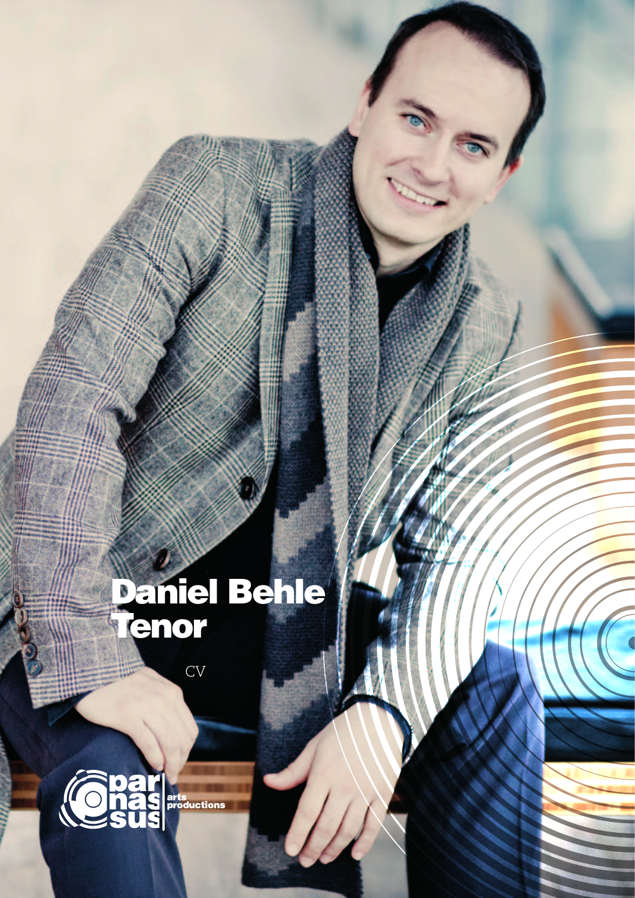# Daniel Behle
# Tenor

CV

parnassus arts productions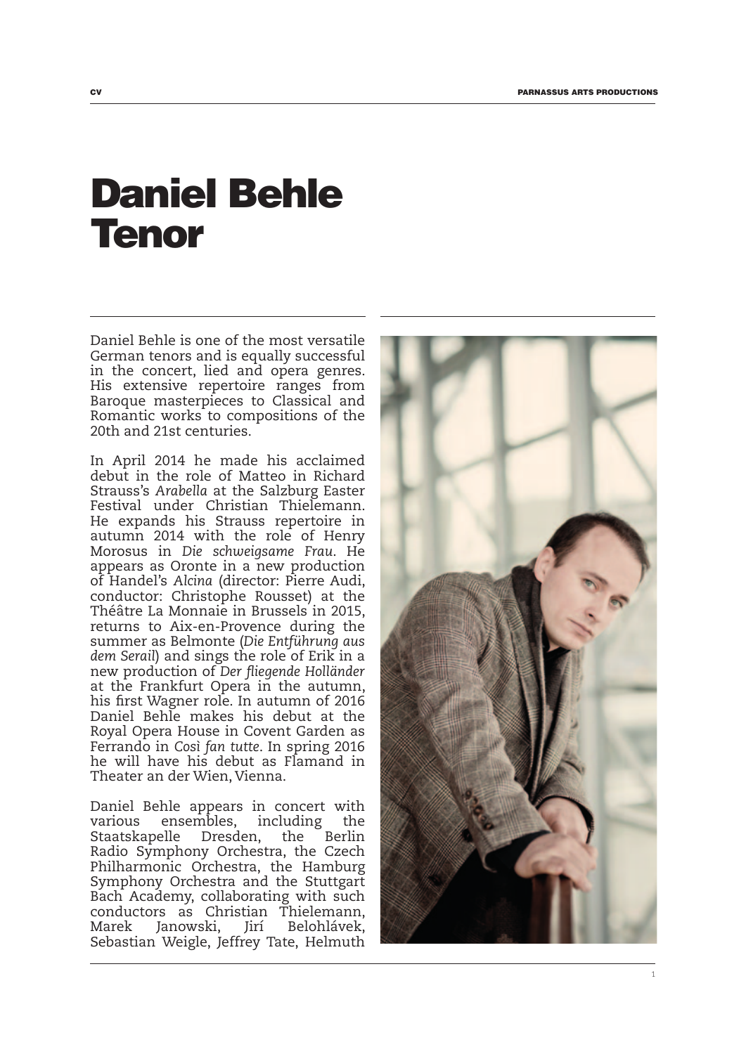# Daniel Behle
# Tenor

Daniel Behle is one of the most versatile German tenors and is equally successful in the concert, lied and opera genres. His extensive repertoire ranges from Baroque masterpieces to Classical and Romantic works to compositions of the 20th and 21st centuries.

In April 2014 he made his acclaimed debut in the role of Matteo in Richard Strauss's *Arabella* at the Salzburg Easter Festival under Christian Thielemann. He expands his Strauss repertoire in autumn 2014 with the role of Henry Morosus in *Die schweigsame Frau*. He appears as Oronte in a new production of Handel's *Alcina* (director: Pierre Audi, conductor: Christophe Rousset) at the Théâtre La Monnaie in Brussels in 2015, returns to Aix-en-Provence during the summer as Belmonte (*Die Entführung aus dem Serail*) and sings the role of Erik in a new production of *Der fliegende Holländer* at the Frankfurt Opera in the autumn, his first Wagner role. In autumn of 2016 Daniel Behle makes his debut at the Royal Opera House in Covent Garden as Ferrando in *Così fan tutte*. In spring 2016 he will have his debut as Flamand in Theater an der Wien, Vienna.

Daniel Behle appears in concert with various ensembles, including the Staatskapelle Dresden, the Berlin Radio Symphony Orchestra, the Czech Philharmonic Orchestra, the Hamburg Symphony Orchestra and the Stuttgart Bach Academy, collaborating with such conductors as Christian Thielemann, Marek Janowski, Jirí Belohlávek, Sebastian Weigle, Jeffrey Tate, Helmuth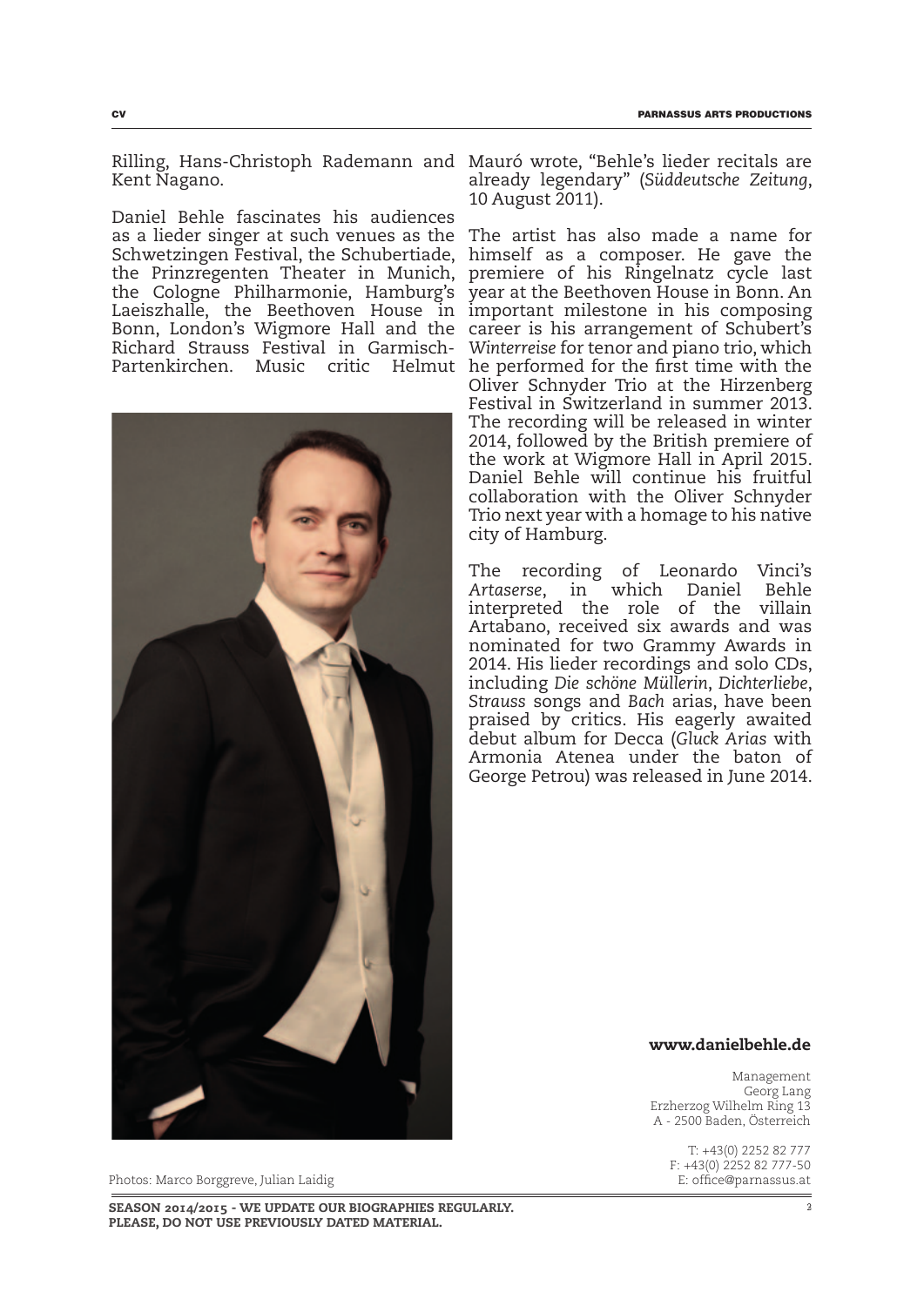Rilling, Hans-Christoph Rademann and Kent Nagano.

Daniel Behle fascinates his audiences as a lieder singer at such venues as the Schwetzingen Festival, the Schubertiade, the Prinzregenten Theater in Munich, the Cologne Philharmonie, Hamburg's Laeiszhalle, the Beethoven House in Bonn, London's Wigmore Hall and the Richard Strauss Festival in Garmisch-Partenkirchen. Music critic Helmut Mauró wrote, "Behle's lieder recitals are already legendary" (*Süddeutsche Zeitung*, 10 August 2011).

The artist has also made a name for himself as a composer. He gave the premiere of his Ringelnatz cycle last year at the Beethoven House in Bonn. An important milestone in his composing career is his arrangement of Schubert's *Winterreise* for tenor and piano trio, which he performed for the first time with the Oliver Schnyder Trio at the Hirzenberg Festival in Switzerland in summer 2013. The recording will be released in winter 2014, followed by the British premiere of the work at Wigmore Hall in April 2015. Daniel Behle will continue his fruitful collaboration with the Oliver Schnyder Trio next year with a homage to his native city of Hamburg.

The recording of Leonardo Vinci's *Artaserse*, in which Daniel Behle interpreted the role of the villain Artabano, received six awards and was nominated for two Grammy Awards in 2014. His lieder recordings and solo CDs, including *Die schöne Müllerin*, *Dichterliebe*, *Strauss* songs and *Bach* arias, have been praised by critics. His eagerly awaited debut album for Decca (*Gluck Arias* with Armonia Atenea under the baton of George Petrou) was released in June 2014.

**www.danielbehle.de**

Management
Georg Lang
Erzherzog Wilhelm Ring 13
A - 2500 Baden, Österreich

T: +43(0) 2252 82 777
F: +43(0) 2252 82 777-50
E: office@parnassus.at

Photos: Marco Borggreve, Julian Laidig

**SEASON 2014/2015 - WE UPDATE OUR BIOGRAPHIES REGULARLY. PLEASE, DO NOT USE PREVIOUSLY DATED MATERIAL.**